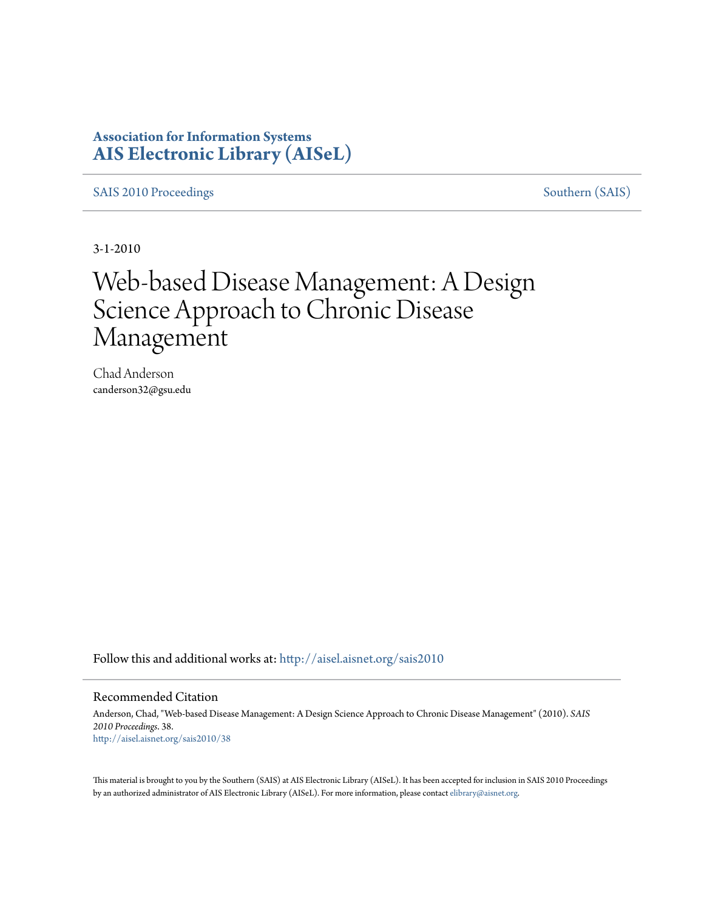**Association for Information Systems**
**AIS Electronic Library (AISeL)**

SAIS 2010 Proceedings | Southern (SAIS)

3-1-2010

# Web-based Disease Management: A Design Science Approach to Chronic Disease Management

Chad Anderson
canderson32@gsu.edu

Follow this and additional works at: http://aisel.aisnet.org/sais2010

## Recommended Citation

Anderson, Chad, "Web-based Disease Management: A Design Science Approach to Chronic Disease Management" (2010). *SAIS 2010 Proceedings*. 38.
http://aisel.aisnet.org/sais2010/38

This material is brought to you by the Southern (SAIS) at AIS Electronic Library (AISeL). It has been accepted for inclusion in SAIS 2010 Proceedings by an authorized administrator of AIS Electronic Library (AISeL). For more information, please contact elibrary@aisnet.org.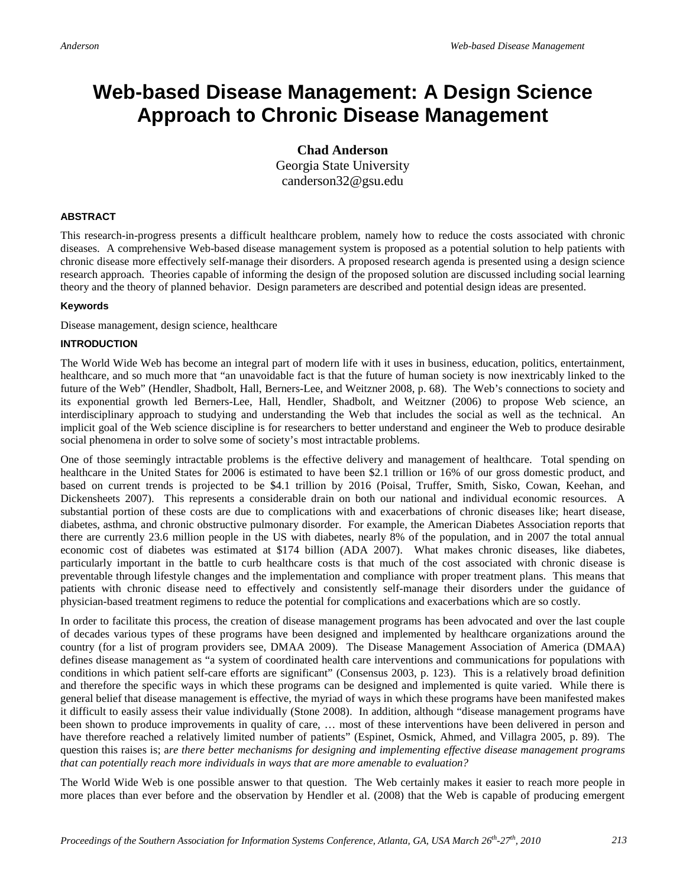# Web-based Disease Management: A Design Science Approach to Chronic Disease Management

**Chad Anderson**
Georgia State University
canderson32@gsu.edu

### ABSTRACT

This research-in-progress presents a difficult healthcare problem, namely how to reduce the costs associated with chronic diseases. A comprehensive Web-based disease management system is proposed as a potential solution to help patients with chronic disease more effectively self-manage their disorders. A proposed research agenda is presented using a design science research approach. Theories capable of informing the design of the proposed solution are discussed including social learning theory and the theory of planned behavior. Design parameters are described and potential design ideas are presented.

#### Keywords

Disease management, design science, healthcare

### INTRODUCTION

The World Wide Web has become an integral part of modern life with it uses in business, education, politics, entertainment, healthcare, and so much more that "an unavoidable fact is that the future of human society is now inextricably linked to the future of the Web" (Hendler, Shadbolt, Hall, Berners-Lee, and Weitzner 2008, p. 68). The Web's connections to society and its exponential growth led Berners-Lee, Hall, Hendler, Shadbolt, and Weitzner (2006) to propose Web science, an interdisciplinary approach to studying and understanding the Web that includes the social as well as the technical. An implicit goal of the Web science discipline is for researchers to better understand and engineer the Web to produce desirable social phenomena in order to solve some of society's most intractable problems.

One of those seemingly intractable problems is the effective delivery and management of healthcare. Total spending on healthcare in the United States for 2006 is estimated to have been $2.1 trillion or 16% of our gross domestic product, and based on current trends is projected to be $4.1 trillion by 2016 (Poisal, Truffer, Smith, Sisko, Cowan, Keehan, and Dickensheets 2007). This represents a considerable drain on both our national and individual economic resources. A substantial portion of these costs are due to complications with and exacerbations of chronic diseases like; heart disease, diabetes, asthma, and chronic obstructive pulmonary disorder. For example, the American Diabetes Association reports that there are currently 23.6 million people in the US with diabetes, nearly 8% of the population, and in 2007 the total annual economic cost of diabetes was estimated at $174 billion (ADA 2007). What makes chronic diseases, like diabetes, particularly important in the battle to curb healthcare costs is that much of the cost associated with chronic disease is preventable through lifestyle changes and the implementation and compliance with proper treatment plans. This means that patients with chronic disease need to effectively and consistently self-manage their disorders under the guidance of physician-based treatment regimens to reduce the potential for complications and exacerbations which are so costly.

In order to facilitate this process, the creation of disease management programs has been advocated and over the last couple of decades various types of these programs have been designed and implemented by healthcare organizations around the country (for a list of program providers see, DMAA 2009). The Disease Management Association of America (DMAA) defines disease management as "a system of coordinated health care interventions and communications for populations with conditions in which patient self-care efforts are significant" (Consensus 2003, p. 123). This is a relatively broad definition and therefore the specific ways in which these programs can be designed and implemented is quite varied. While there is general belief that disease management is effective, the myriad of ways in which these programs have been manifested makes it difficult to easily assess their value individually (Stone 2008). In addition, although "disease management programs have been shown to produce improvements in quality of care, … most of these interventions have been delivered in person and have therefore reached a relatively limited number of patients" (Espinet, Osmick, Ahmed, and Villagra 2005, p. 89). The question this raises is; *are there better mechanisms for designing and implementing effective disease management programs that can potentially reach more individuals in ways that are more amenable to evaluation?*

The World Wide Web is one possible answer to that question. The Web certainly makes it easier to reach more people in more places than ever before and the observation by Hendler et al. (2008) that the Web is capable of producing emergent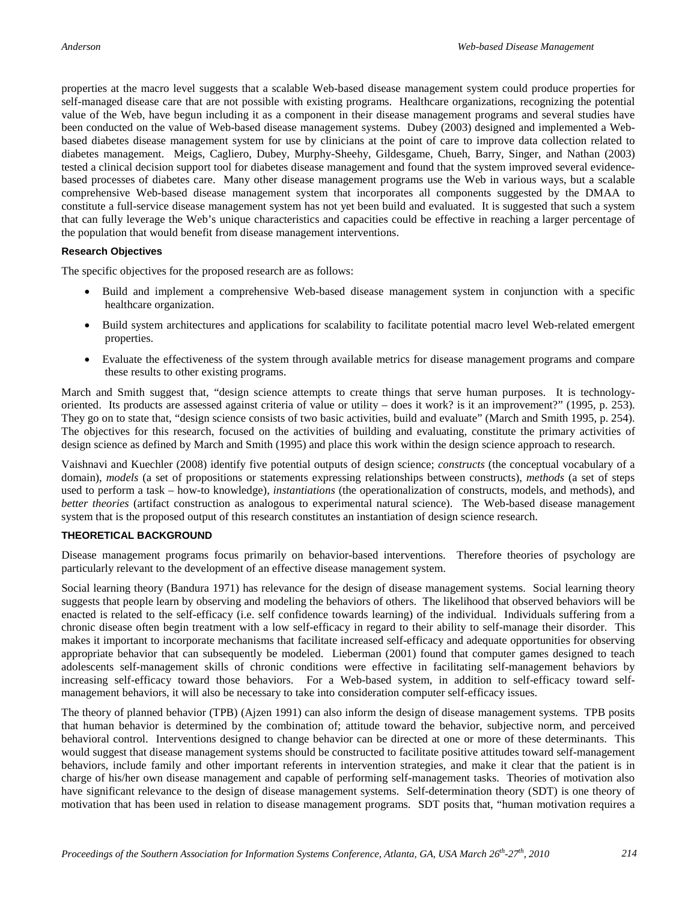properties at the macro level suggests that a scalable Web-based disease management system could produce properties for self-managed disease care that are not possible with existing programs. Healthcare organizations, recognizing the potential value of the Web, have begun including it as a component in their disease management programs and several studies have been conducted on the value of Web-based disease management systems. Dubey (2003) designed and implemented a Web-based diabetes disease management system for use by clinicians at the point of care to improve data collection related to diabetes management. Meigs, Cagliero, Dubey, Murphy-Sheehy, Gildesgame, Chueh, Barry, Singer, and Nathan (2003) tested a clinical decision support tool for diabetes disease management and found that the system improved several evidence-based processes of diabetes care. Many other disease management programs use the Web in various ways, but a scalable comprehensive Web-based disease management system that incorporates all components suggested by the DMAA to constitute a full-service disease management system has not yet been build and evaluated. It is suggested that such a system that can fully leverage the Web's unique characteristics and capacities could be effective in reaching a larger percentage of the population that would benefit from disease management interventions.

### Research Objectives

The specific objectives for the proposed research are as follows:

- Build and implement a comprehensive Web-based disease management system in conjunction with a specific healthcare organization.
- Build system architectures and applications for scalability to facilitate potential macro level Web-related emergent properties.
- Evaluate the effectiveness of the system through available metrics for disease management programs and compare these results to other existing programs.

March and Smith suggest that, "design science attempts to create things that serve human purposes. It is technology-oriented. Its products are assessed against criteria of value or utility – does it work? is it an improvement?" (1995, p. 253). They go on to state that, "design science consists of two basic activities, build and evaluate" (March and Smith 1995, p. 254). The objectives for this research, focused on the activities of building and evaluating, constitute the primary activities of design science as defined by March and Smith (1995) and place this work within the design science approach to research.

Vaishnavi and Kuechler (2008) identify five potential outputs of design science; *constructs* (the conceptual vocabulary of a domain), *models* (a set of propositions or statements expressing relationships between constructs), *methods* (a set of steps used to perform a task – how-to knowledge), *instantiations* (the operationalization of constructs, models, and methods), and *better theories* (artifact construction as analogous to experimental natural science). The Web-based disease management system that is the proposed output of this research constitutes an instantiation of design science research.

## THEORETICAL BACKGROUND

Disease management programs focus primarily on behavior-based interventions. Therefore theories of psychology are particularly relevant to the development of an effective disease management system.

Social learning theory (Bandura 1971) has relevance for the design of disease management systems. Social learning theory suggests that people learn by observing and modeling the behaviors of others. The likelihood that observed behaviors will be enacted is related to the self-efficacy (i.e. self confidence towards learning) of the individual. Individuals suffering from a chronic disease often begin treatment with a low self-efficacy in regard to their ability to self-manage their disorder. This makes it important to incorporate mechanisms that facilitate increased self-efficacy and adequate opportunities for observing appropriate behavior that can subsequently be modeled. Lieberman (2001) found that computer games designed to teach adolescents self-management skills of chronic conditions were effective in facilitating self-management behaviors by increasing self-efficacy toward those behaviors. For a Web-based system, in addition to self-efficacy toward self-management behaviors, it will also be necessary to take into consideration computer self-efficacy issues.

The theory of planned behavior (TPB) (Ajzen 1991) can also inform the design of disease management systems. TPB posits that human behavior is determined by the combination of; attitude toward the behavior, subjective norm, and perceived behavioral control. Interventions designed to change behavior can be directed at one or more of these determinants. This would suggest that disease management systems should be constructed to facilitate positive attitudes toward self-management behaviors, include family and other important referents in intervention strategies, and make it clear that the patient is in charge of his/her own disease management and capable of performing self-management tasks. Theories of motivation also have significant relevance to the design of disease management systems. Self-determination theory (SDT) is one theory of motivation that has been used in relation to disease management programs. SDT posits that, "human motivation requires a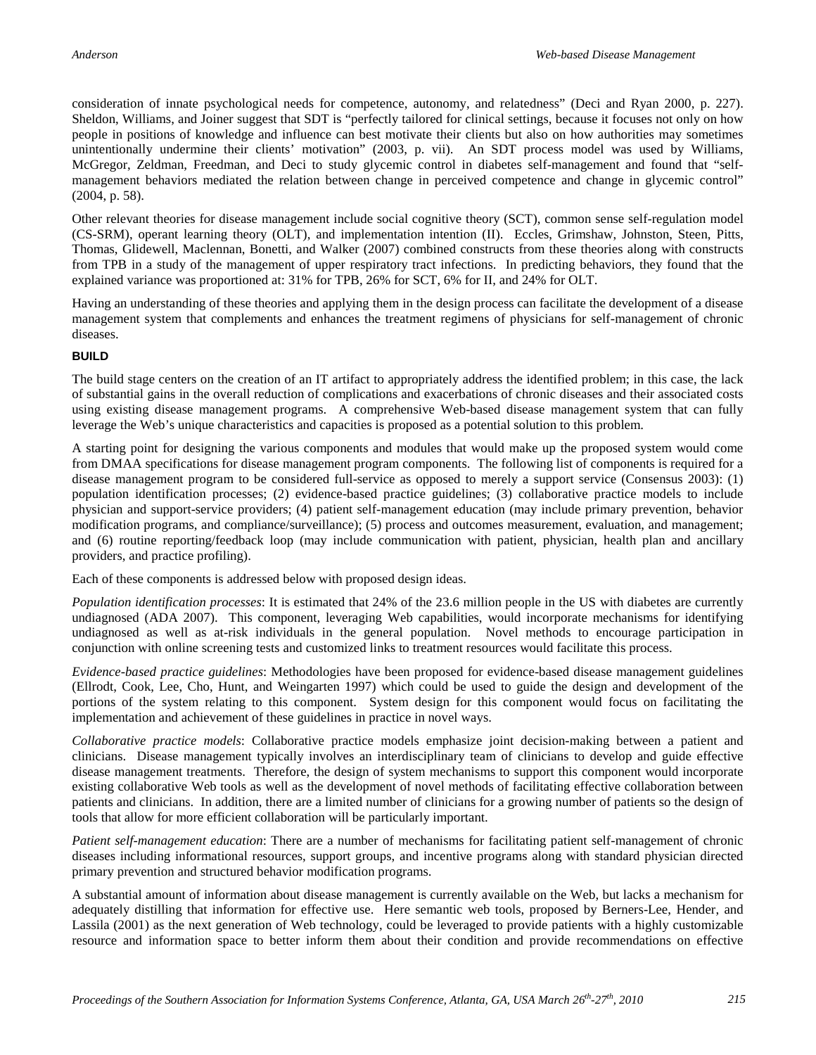consideration of innate psychological needs for competence, autonomy, and relatedness" (Deci and Ryan 2000, p. 227). Sheldon, Williams, and Joiner suggest that SDT is "perfectly tailored for clinical settings, because it focuses not only on how people in positions of knowledge and influence can best motivate their clients but also on how authorities may sometimes unintentionally undermine their clients' motivation" (2003, p. vii). An SDT process model was used by Williams, McGregor, Zeldman, Freedman, and Deci to study glycemic control in diabetes self-management and found that "self-management behaviors mediated the relation between change in perceived competence and change in glycemic control" (2004, p. 58).

Other relevant theories for disease management include social cognitive theory (SCT), common sense self-regulation model (CS-SRM), operant learning theory (OLT), and implementation intention (II). Eccles, Grimshaw, Johnston, Steen, Pitts, Thomas, Glidewell, Maclennan, Bonetti, and Walker (2007) combined constructs from these theories along with constructs from TPB in a study of the management of upper respiratory tract infections. In predicting behaviors, they found that the explained variance was proportioned at: 31% for TPB, 26% for SCT, 6% for II, and 24% for OLT.

Having an understanding of these theories and applying them in the design process can facilitate the development of a disease management system that complements and enhances the treatment regimens of physicians for self-management of chronic diseases.

## BUILD

The build stage centers on the creation of an IT artifact to appropriately address the identified problem; in this case, the lack of substantial gains in the overall reduction of complications and exacerbations of chronic diseases and their associated costs using existing disease management programs. A comprehensive Web-based disease management system that can fully leverage the Web's unique characteristics and capacities is proposed as a potential solution to this problem.

A starting point for designing the various components and modules that would make up the proposed system would come from DMAA specifications for disease management program components. The following list of components is required for a disease management program to be considered full-service as opposed to merely a support service (Consensus 2003): (1) population identification processes; (2) evidence-based practice guidelines; (3) collaborative practice models to include physician and support-service providers; (4) patient self-management education (may include primary prevention, behavior modification programs, and compliance/surveillance); (5) process and outcomes measurement, evaluation, and management; and (6) routine reporting/feedback loop (may include communication with patient, physician, health plan and ancillary providers, and practice profiling).

Each of these components is addressed below with proposed design ideas.

*Population identification processes*: It is estimated that 24% of the 23.6 million people in the US with diabetes are currently undiagnosed (ADA 2007). This component, leveraging Web capabilities, would incorporate mechanisms for identifying undiagnosed as well as at-risk individuals in the general population. Novel methods to encourage participation in conjunction with online screening tests and customized links to treatment resources would facilitate this process.

*Evidence-based practice guidelines*: Methodologies have been proposed for evidence-based disease management guidelines (Ellrodt, Cook, Lee, Cho, Hunt, and Weingarten 1997) which could be used to guide the design and development of the portions of the system relating to this component. System design for this component would focus on facilitating the implementation and achievement of these guidelines in practice in novel ways.

*Collaborative practice models*: Collaborative practice models emphasize joint decision-making between a patient and clinicians. Disease management typically involves an interdisciplinary team of clinicians to develop and guide effective disease management treatments. Therefore, the design of system mechanisms to support this component would incorporate existing collaborative Web tools as well as the development of novel methods of facilitating effective collaboration between patients and clinicians. In addition, there are a limited number of clinicians for a growing number of patients so the design of tools that allow for more efficient collaboration will be particularly important.

*Patient self-management education*: There are a number of mechanisms for facilitating patient self-management of chronic diseases including informational resources, support groups, and incentive programs along with standard physician directed primary prevention and structured behavior modification programs.

A substantial amount of information about disease management is currently available on the Web, but lacks a mechanism for adequately distilling that information for effective use. Here semantic web tools, proposed by Berners-Lee, Hender, and Lassila (2001) as the next generation of Web technology, could be leveraged to provide patients with a highly customizable resource and information space to better inform them about their condition and provide recommendations on effective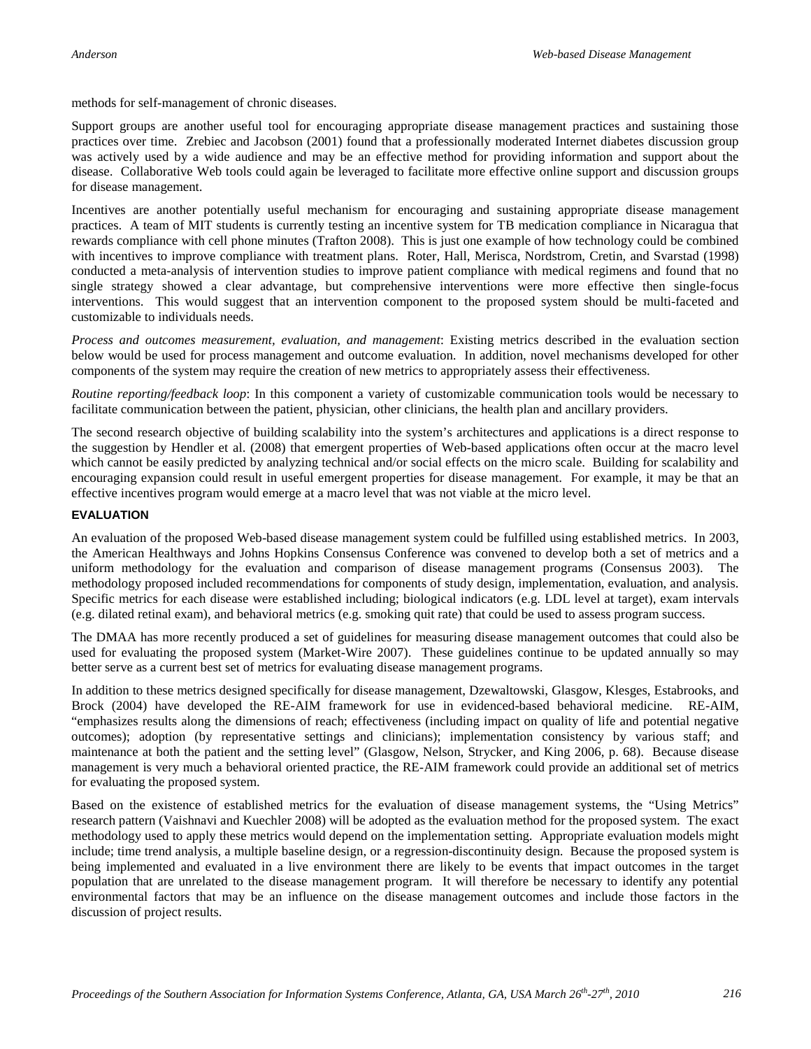methods for self-management of chronic diseases.

Support groups are another useful tool for encouraging appropriate disease management practices and sustaining those practices over time. Zrebiec and Jacobson (2001) found that a professionally moderated Internet diabetes discussion group was actively used by a wide audience and may be an effective method for providing information and support about the disease. Collaborative Web tools could again be leveraged to facilitate more effective online support and discussion groups for disease management.

Incentives are another potentially useful mechanism for encouraging and sustaining appropriate disease management practices. A team of MIT students is currently testing an incentive system for TB medication compliance in Nicaragua that rewards compliance with cell phone minutes (Trafton 2008). This is just one example of how technology could be combined with incentives to improve compliance with treatment plans. Roter, Hall, Merisca, Nordstrom, Cretin, and Svarstad (1998) conducted a meta-analysis of intervention studies to improve patient compliance with medical regimens and found that no single strategy showed a clear advantage, but comprehensive interventions were more effective then single-focus interventions. This would suggest that an intervention component to the proposed system should be multi-faceted and customizable to individuals needs.

*Process and outcomes measurement, evaluation, and management*: Existing metrics described in the evaluation section below would be used for process management and outcome evaluation. In addition, novel mechanisms developed for other components of the system may require the creation of new metrics to appropriately assess their effectiveness.

*Routine reporting/feedback loop*: In this component a variety of customizable communication tools would be necessary to facilitate communication between the patient, physician, other clinicians, the health plan and ancillary providers.

The second research objective of building scalability into the system's architectures and applications is a direct response to the suggestion by Hendler et al. (2008) that emergent properties of Web-based applications often occur at the macro level which cannot be easily predicted by analyzing technical and/or social effects on the micro scale. Building for scalability and encouraging expansion could result in useful emergent properties for disease management. For example, it may be that an effective incentives program would emerge at a macro level that was not viable at the micro level.

## EVALUATION

An evaluation of the proposed Web-based disease management system could be fulfilled using established metrics. In 2003, the American Healthways and Johns Hopkins Consensus Conference was convened to develop both a set of metrics and a uniform methodology for the evaluation and comparison of disease management programs (Consensus 2003). The methodology proposed included recommendations for components of study design, implementation, evaluation, and analysis. Specific metrics for each disease were established including; biological indicators (e.g. LDL level at target), exam intervals (e.g. dilated retinal exam), and behavioral metrics (e.g. smoking quit rate) that could be used to assess program success.

The DMAA has more recently produced a set of guidelines for measuring disease management outcomes that could also be used for evaluating the proposed system (Market-Wire 2007). These guidelines continue to be updated annually so may better serve as a current best set of metrics for evaluating disease management programs.

In addition to these metrics designed specifically for disease management, Dzewaltowski, Glasgow, Klesges, Estabrooks, and Brock (2004) have developed the RE-AIM framework for use in evidenced-based behavioral medicine. RE-AIM, "emphasizes results along the dimensions of reach; effectiveness (including impact on quality of life and potential negative outcomes); adoption (by representative settings and clinicians); implementation consistency by various staff; and maintenance at both the patient and the setting level" (Glasgow, Nelson, Strycker, and King 2006, p. 68). Because disease management is very much a behavioral oriented practice, the RE-AIM framework could provide an additional set of metrics for evaluating the proposed system.

Based on the existence of established metrics for the evaluation of disease management systems, the "Using Metrics" research pattern (Vaishnavi and Kuechler 2008) will be adopted as the evaluation method for the proposed system. The exact methodology used to apply these metrics would depend on the implementation setting. Appropriate evaluation models might include; time trend analysis, a multiple baseline design, or a regression-discontinuity design. Because the proposed system is being implemented and evaluated in a live environment there are likely to be events that impact outcomes in the target population that are unrelated to the disease management program. It will therefore be necessary to identify any potential environmental factors that may be an influence on the disease management outcomes and include those factors in the discussion of project results.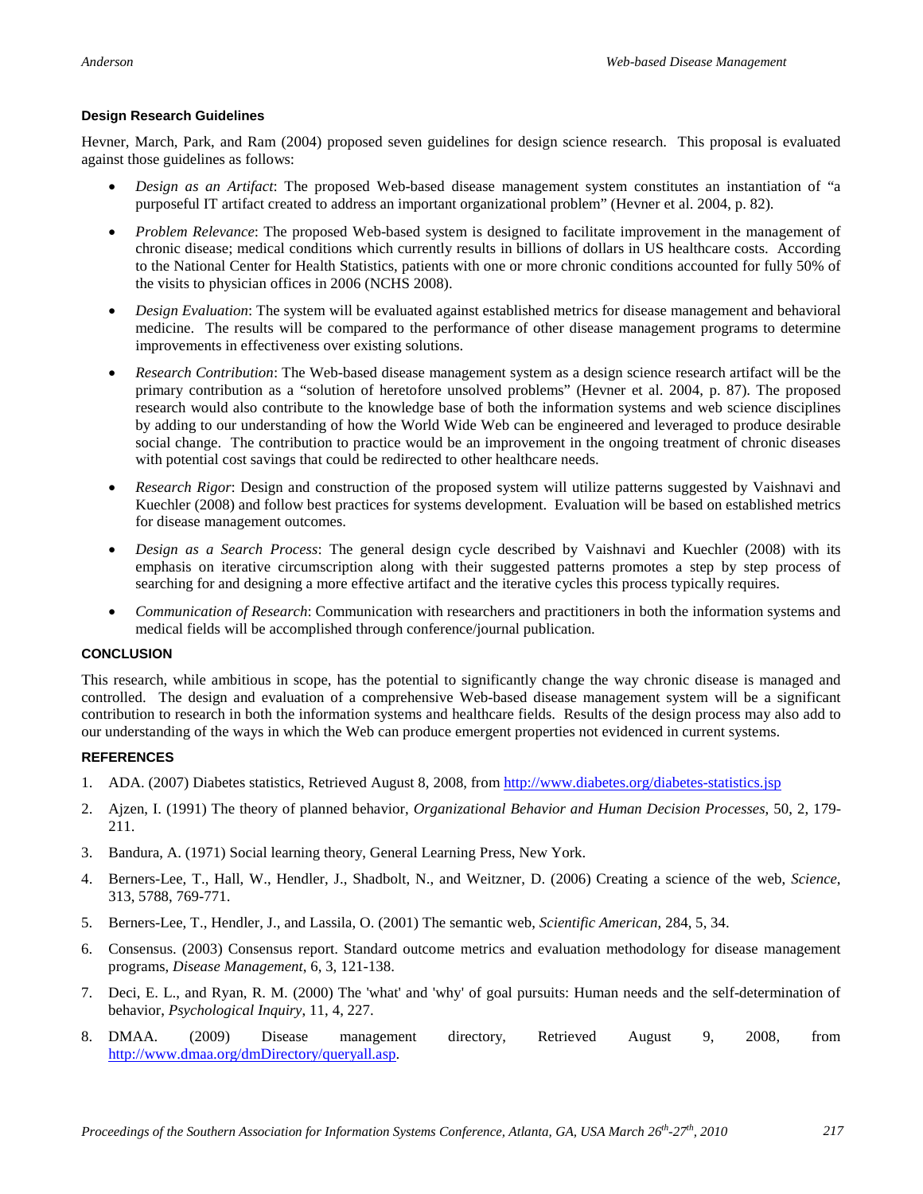### Design Research Guidelines

Hevner, March, Park, and Ram (2004) proposed seven guidelines for design science research. This proposal is evaluated against those guidelines as follows:

- *Design as an Artifact*: The proposed Web-based disease management system constitutes an instantiation of "a purposeful IT artifact created to address an important organizational problem" (Hevner et al. 2004, p. 82).
- *Problem Relevance*: The proposed Web-based system is designed to facilitate improvement in the management of chronic disease; medical conditions which currently results in billions of dollars in US healthcare costs. According to the National Center for Health Statistics, patients with one or more chronic conditions accounted for fully 50% of the visits to physician offices in 2006 (NCHS 2008).
- *Design Evaluation*: The system will be evaluated against established metrics for disease management and behavioral medicine. The results will be compared to the performance of other disease management programs to determine improvements in effectiveness over existing solutions.
- *Research Contribution*: The Web-based disease management system as a design science research artifact will be the primary contribution as a "solution of heretofore unsolved problems" (Hevner et al. 2004, p. 87). The proposed research would also contribute to the knowledge base of both the information systems and web science disciplines by adding to our understanding of how the World Wide Web can be engineered and leveraged to produce desirable social change. The contribution to practice would be an improvement in the ongoing treatment of chronic diseases with potential cost savings that could be redirected to other healthcare needs.
- *Research Rigor*: Design and construction of the proposed system will utilize patterns suggested by Vaishnavi and Kuechler (2008) and follow best practices for systems development. Evaluation will be based on established metrics for disease management outcomes.
- *Design as a Search Process*: The general design cycle described by Vaishnavi and Kuechler (2008) with its emphasis on iterative circumscription along with their suggested patterns promotes a step by step process of searching for and designing a more effective artifact and the iterative cycles this process typically requires.
- *Communication of Research*: Communication with researchers and practitioners in both the information systems and medical fields will be accomplished through conference/journal publication.

## CONCLUSION

This research, while ambitious in scope, has the potential to significantly change the way chronic disease is managed and controlled. The design and evaluation of a comprehensive Web-based disease management system will be a significant contribution to research in both the information systems and healthcare fields. Results of the design process may also add to our understanding of the ways in which the Web can produce emergent properties not evidenced in current systems.

## REFERENCES

1. ADA. (2007) Diabetes statistics, Retrieved August 8, 2008, from http://www.diabetes.org/diabetes-statistics.jsp
2. Ajzen, I. (1991) The theory of planned behavior, *Organizational Behavior and Human Decision Processes*, 50, 2, 179-211.
3. Bandura, A. (1971) Social learning theory, General Learning Press, New York.
4. Berners-Lee, T., Hall, W., Hendler, J., Shadbolt, N., and Weitzner, D. (2006) Creating a science of the web, *Science*, 313, 5788, 769-771.
5. Berners-Lee, T., Hendler, J., and Lassila, O. (2001) The semantic web, *Scientific American*, 284, 5, 34.
6. Consensus. (2003) Consensus report. Standard outcome metrics and evaluation methodology for disease management programs, *Disease Management*, 6, 3, 121-138.
7. Deci, E. L., and Ryan, R. M. (2000) The 'what' and 'why' of goal pursuits: Human needs and the self-determination of behavior, *Psychological Inquiry*, 11, 4, 227.
8. DMAA. (2009) Disease management directory, Retrieved August 9, 2008, from http://www.dmaa.org/dmDirectory/queryall.asp.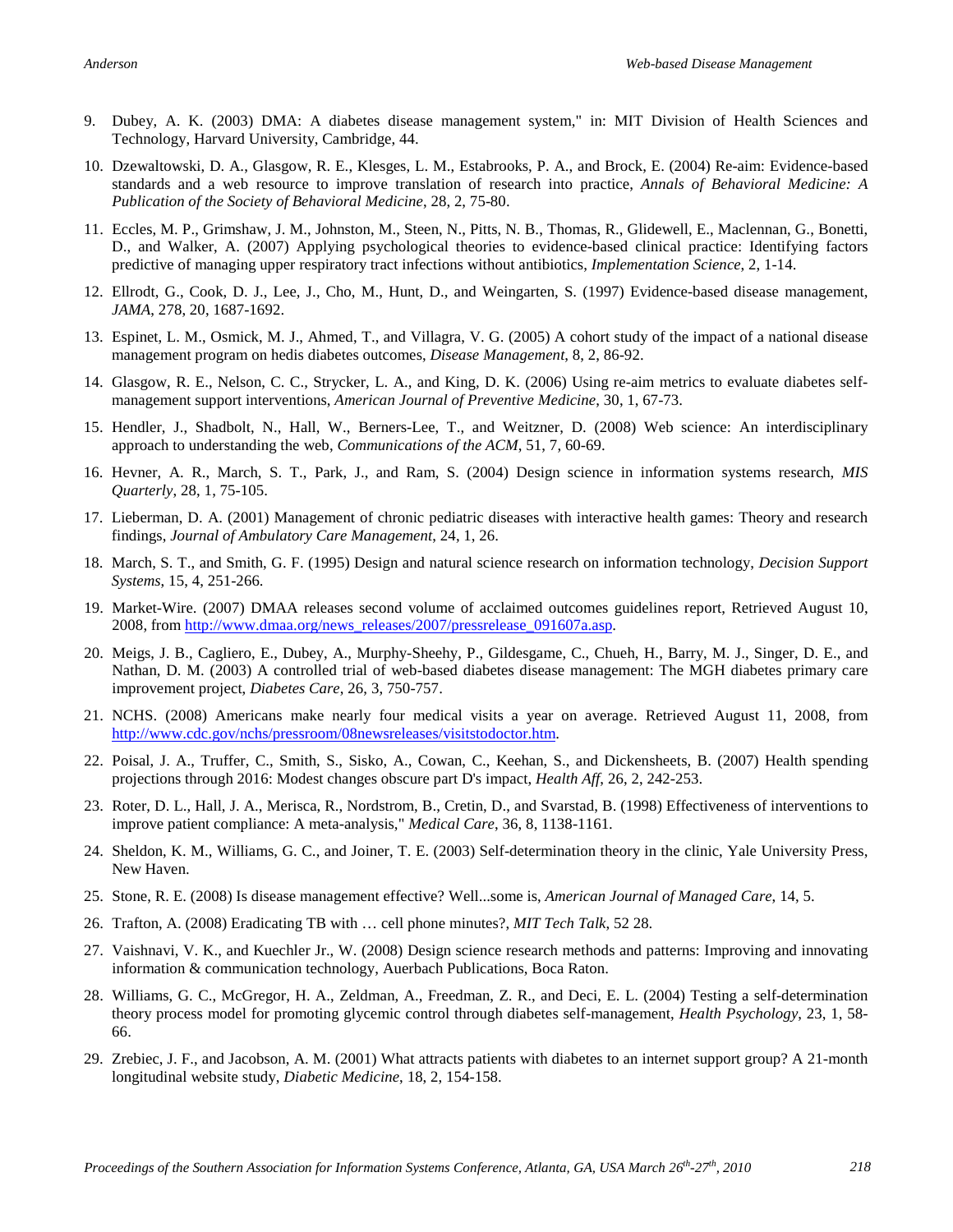9. Dubey, A. K. (2003) DMA: A diabetes disease management system," in: MIT Division of Health Sciences and Technology, Harvard University, Cambridge, 44.
10. Dzewaltowski, D. A., Glasgow, R. E., Klesges, L. M., Estabrooks, P. A., and Brock, E. (2004) Re-aim: Evidence-based standards and a web resource to improve translation of research into practice, *Annals of Behavioral Medicine: A Publication of the Society of Behavioral Medicine*, 28, 2, 75-80.
11. Eccles, M. P., Grimshaw, J. M., Johnston, M., Steen, N., Pitts, N. B., Thomas, R., Glidewell, E., Maclennan, G., Bonetti, D., and Walker, A. (2007) Applying psychological theories to evidence-based clinical practice: Identifying factors predictive of managing upper respiratory tract infections without antibiotics, *Implementation Science*, 2, 1-14.
12. Ellrodt, G., Cook, D. J., Lee, J., Cho, M., Hunt, D., and Weingarten, S. (1997) Evidence-based disease management, *JAMA*, 278, 20, 1687-1692.
13. Espinet, L. M., Osmick, M. J., Ahmed, T., and Villagra, V. G. (2005) A cohort study of the impact of a national disease management program on hedis diabetes outcomes, *Disease Management*, 8, 2, 86-92.
14. Glasgow, R. E., Nelson, C. C., Strycker, L. A., and King, D. K. (2006) Using re-aim metrics to evaluate diabetes self-management support interventions, *American Journal of Preventive Medicine*, 30, 1, 67-73.
15. Hendler, J., Shadbolt, N., Hall, W., Berners-Lee, T., and Weitzner, D. (2008) Web science: An interdisciplinary approach to understanding the web, *Communications of the ACM*, 51, 7, 60-69.
16. Hevner, A. R., March, S. T., Park, J., and Ram, S. (2004) Design science in information systems research, *MIS Quarterly*, 28, 1, 75-105.
17. Lieberman, D. A. (2001) Management of chronic pediatric diseases with interactive health games: Theory and research findings, *Journal of Ambulatory Care Management*, 24, 1, 26.
18. March, S. T., and Smith, G. F. (1995) Design and natural science research on information technology, *Decision Support Systems*, 15, 4, 251-266.
19. Market-Wire. (2007) DMAA releases second volume of acclaimed outcomes guidelines report, Retrieved August 10, 2008, from http://www.dmaa.org/news_releases/2007/pressrelease_091607a.asp.
20. Meigs, J. B., Cagliero, E., Dubey, A., Murphy-Sheehy, P., Gildesgame, C., Chueh, H., Barry, M. J., Singer, D. E., and Nathan, D. M. (2003) A controlled trial of web-based diabetes disease management: The MGH diabetes primary care improvement project, *Diabetes Care*, 26, 3, 750-757.
21. NCHS. (2008) Americans make nearly four medical visits a year on average. Retrieved August 11, 2008, from http://www.cdc.gov/nchs/pressroom/08newsreleases/visitstodoctor.htm.
22. Poisal, J. A., Truffer, C., Smith, S., Sisko, A., Cowan, C., Keehan, S., and Dickensheets, B. (2007) Health spending projections through 2016: Modest changes obscure part D's impact, *Health Aff*, 26, 2, 242-253.
23. Roter, D. L., Hall, J. A., Merisca, R., Nordstrom, B., Cretin, D., and Svarstad, B. (1998) Effectiveness of interventions to improve patient compliance: A meta-analysis," *Medical Care*, 36, 8, 1138-1161.
24. Sheldon, K. M., Williams, G. C., and Joiner, T. E. (2003) Self-determination theory in the clinic, Yale University Press, New Haven.
25. Stone, R. E. (2008) Is disease management effective? Well...some is, *American Journal of Managed Care*, 14, 5.
26. Trafton, A. (2008) Eradicating TB with … cell phone minutes?, *MIT Tech Talk*, 52 28.
27. Vaishnavi, V. K., and Kuechler Jr., W. (2008) Design science research methods and patterns: Improving and innovating information & communication technology, Auerbach Publications, Boca Raton.
28. Williams, G. C., McGregor, H. A., Zeldman, A., Freedman, Z. R., and Deci, E. L. (2004) Testing a self-determination theory process model for promoting glycemic control through diabetes self-management, *Health Psychology*, 23, 1, 58-66.
29. Zrebiec, J. F., and Jacobson, A. M. (2001) What attracts patients with diabetes to an internet support group? A 21-month longitudinal website study, *Diabetic Medicine*, 18, 2, 154-158.